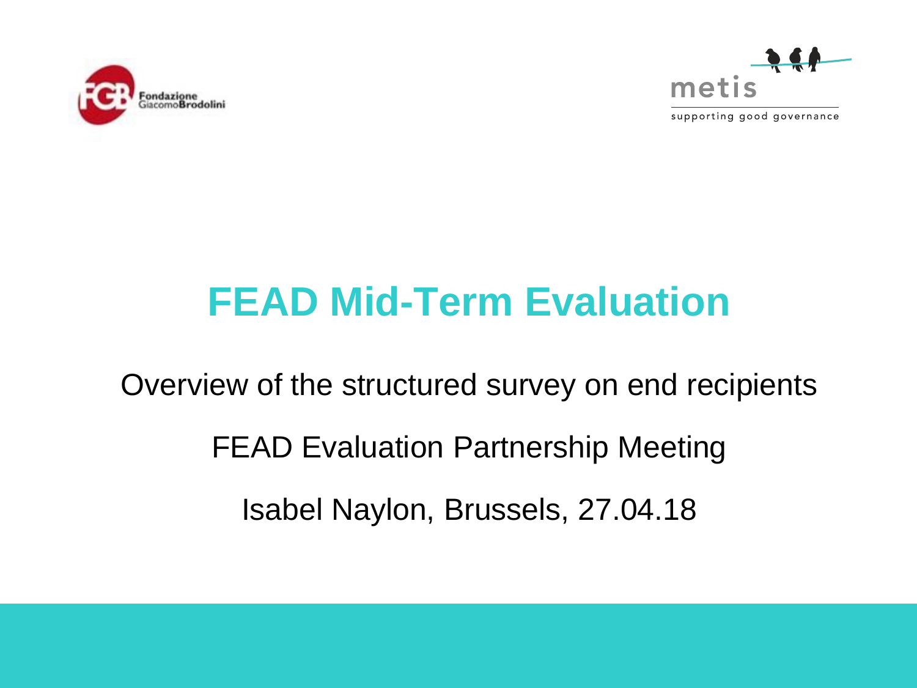# FEAD Mid-Term Evaluation

Overview of the structured survey on end recipients

FEAD Evaluation Partnership Meeting

Isabel Naylon, Brussels, 27.04.18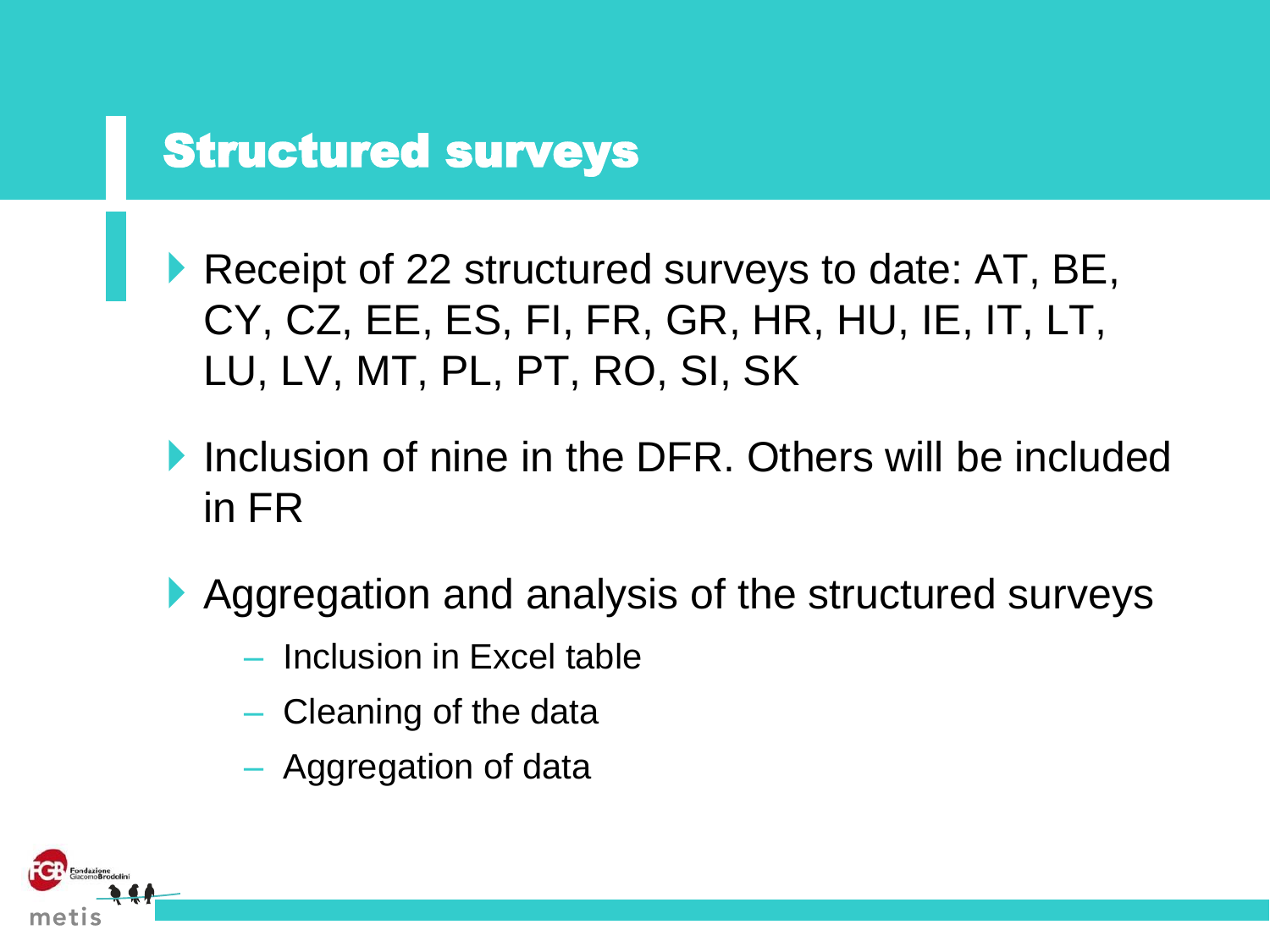# Structured surveys

- Receipt of 22 structured surveys to date: AT, BE, CY, CZ, EE, ES, FI, FR, GR, HR, HU, IE, IT, LT, LU, LV, MT, PL, PT, RO, SI, SK
- Inclusion of nine in the DFR. Others will be included in FR
- Aggregation and analysis of the structured surveys
  - Inclusion in Excel table
  - Cleaning of the data
  - Aggregation of data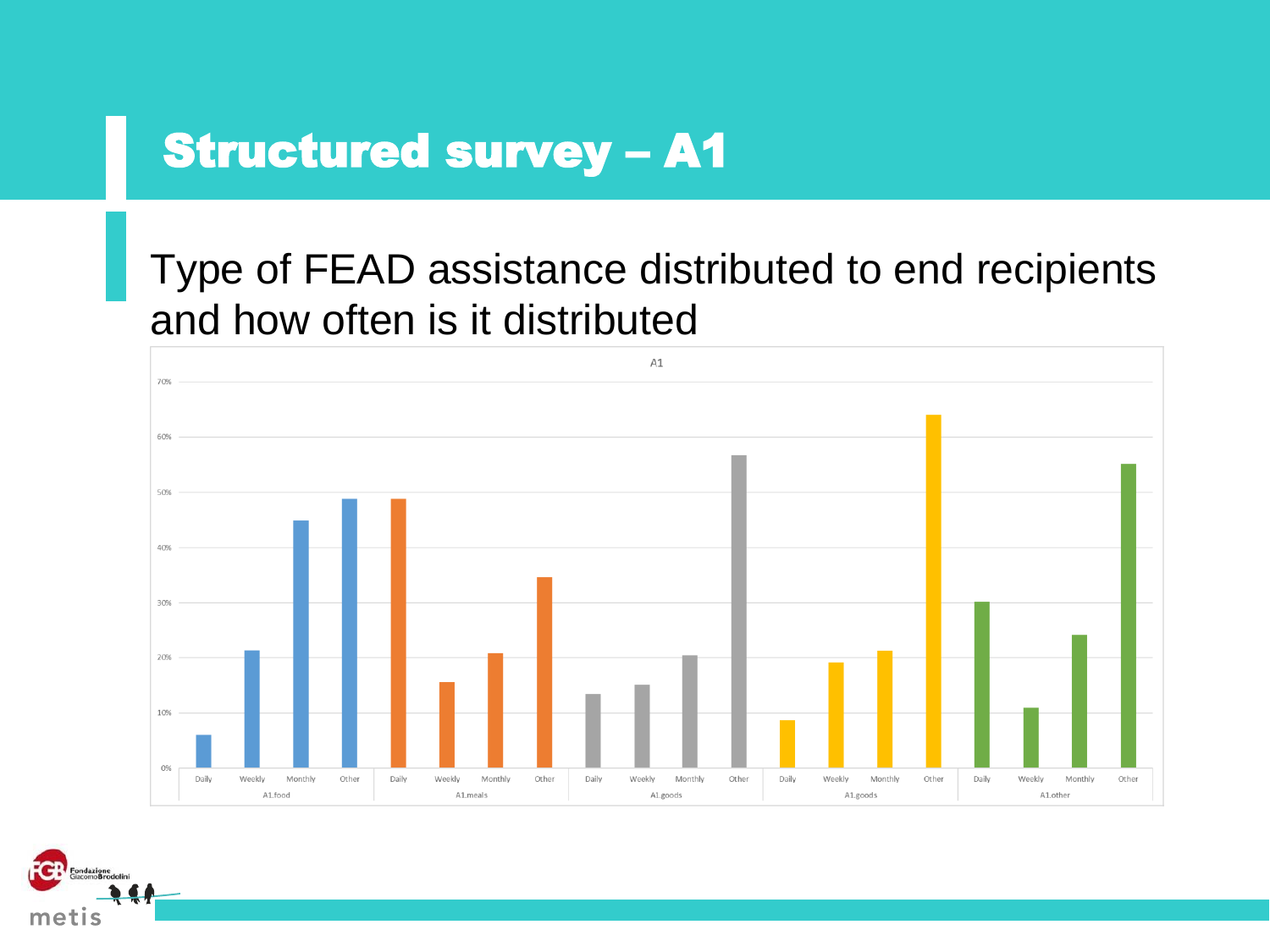# Structured survey – A1

## Type of FEAD assistance distributed to end recipients and how often is it distributed

A1

| | Daily | Weekly | Monthly | Other |
|---|---|---|---|---|
| A1.food | | | | |
| A1.meals | | | | |
| A1.goods | | | | |
| A1.goods | | | | |
| A1.other | | | | |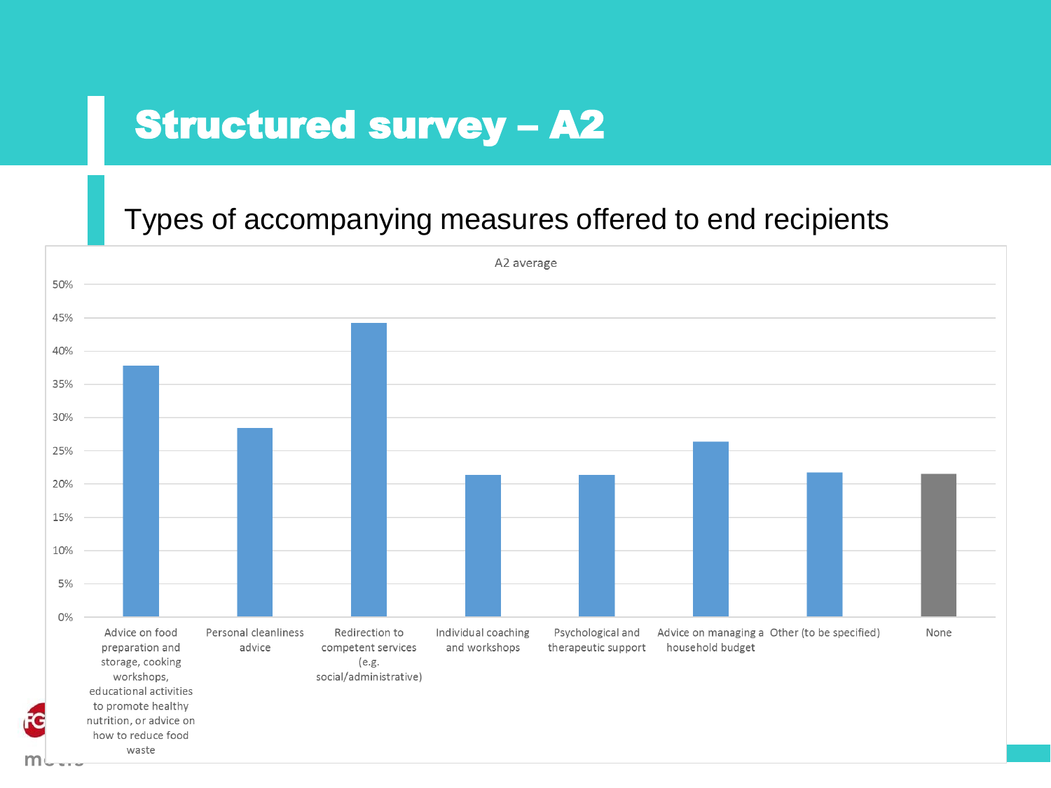# Structured survey – A2

## Types of accompanying measures offered to end recipients

A2 average

| Measure | Share (approx.) |
| --- | --- |
| Advice on food preparation and storage, cooking workshops, educational activities to promote healthy nutrition, or advice on how to reduce food waste | ~38% |
| Personal cleanliness advice | ~28% |
| Redirection to competent services (e.g. social/administrative) | ~44% |
| Individual coaching and workshops | ~21% |
| Psychological and therapeutic support | ~21% |
| Advice on managing a household budget | ~26% |
| Other (to be specified) | ~22% |
| None | ~21% |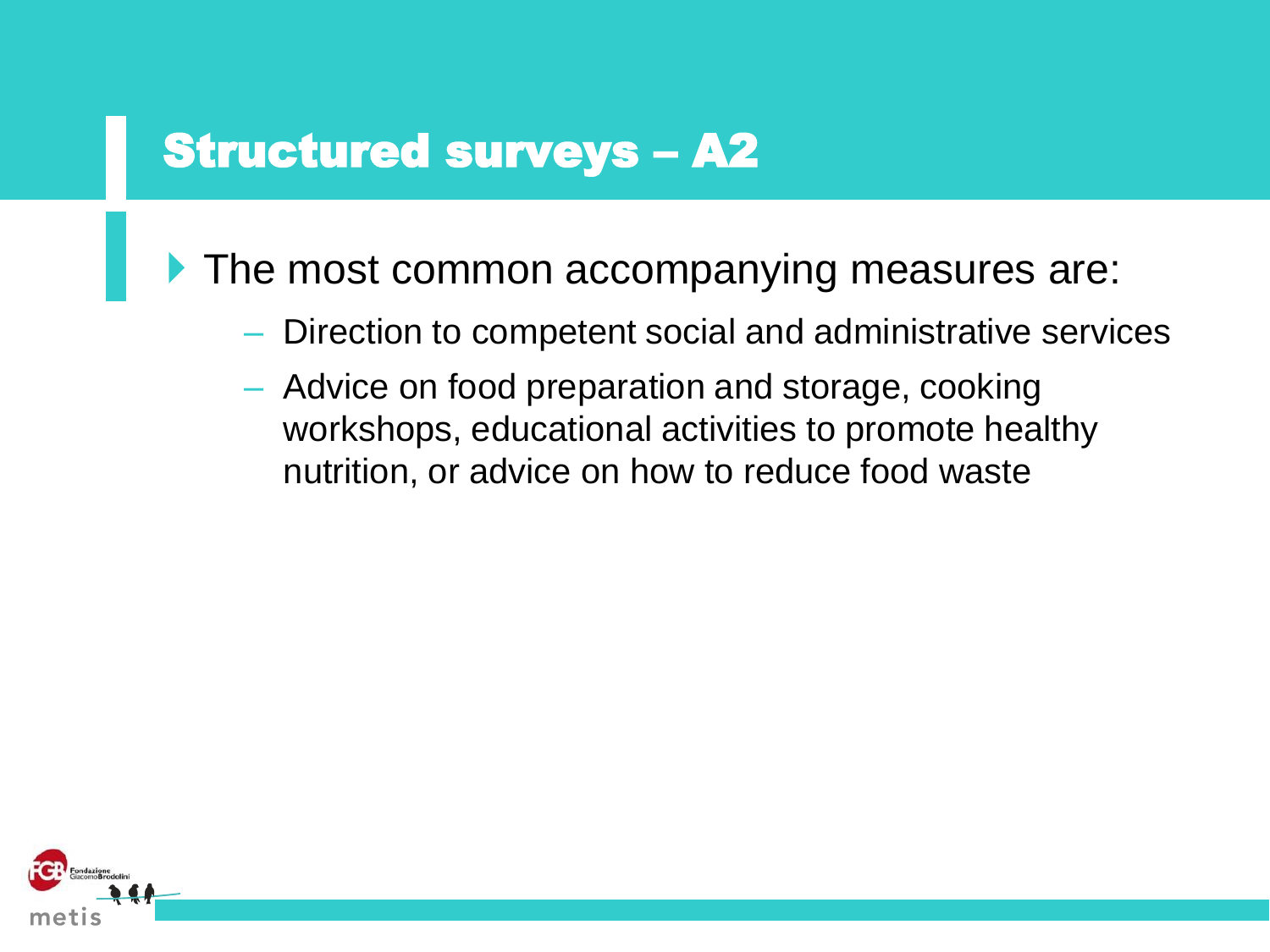## Structured surveys – A2

- The most common accompanying measures are:
  - Direction to competent social and administrative services
  - Advice on food preparation and storage, cooking workshops, educational activities to promote healthy nutrition, or advice on how to reduce food waste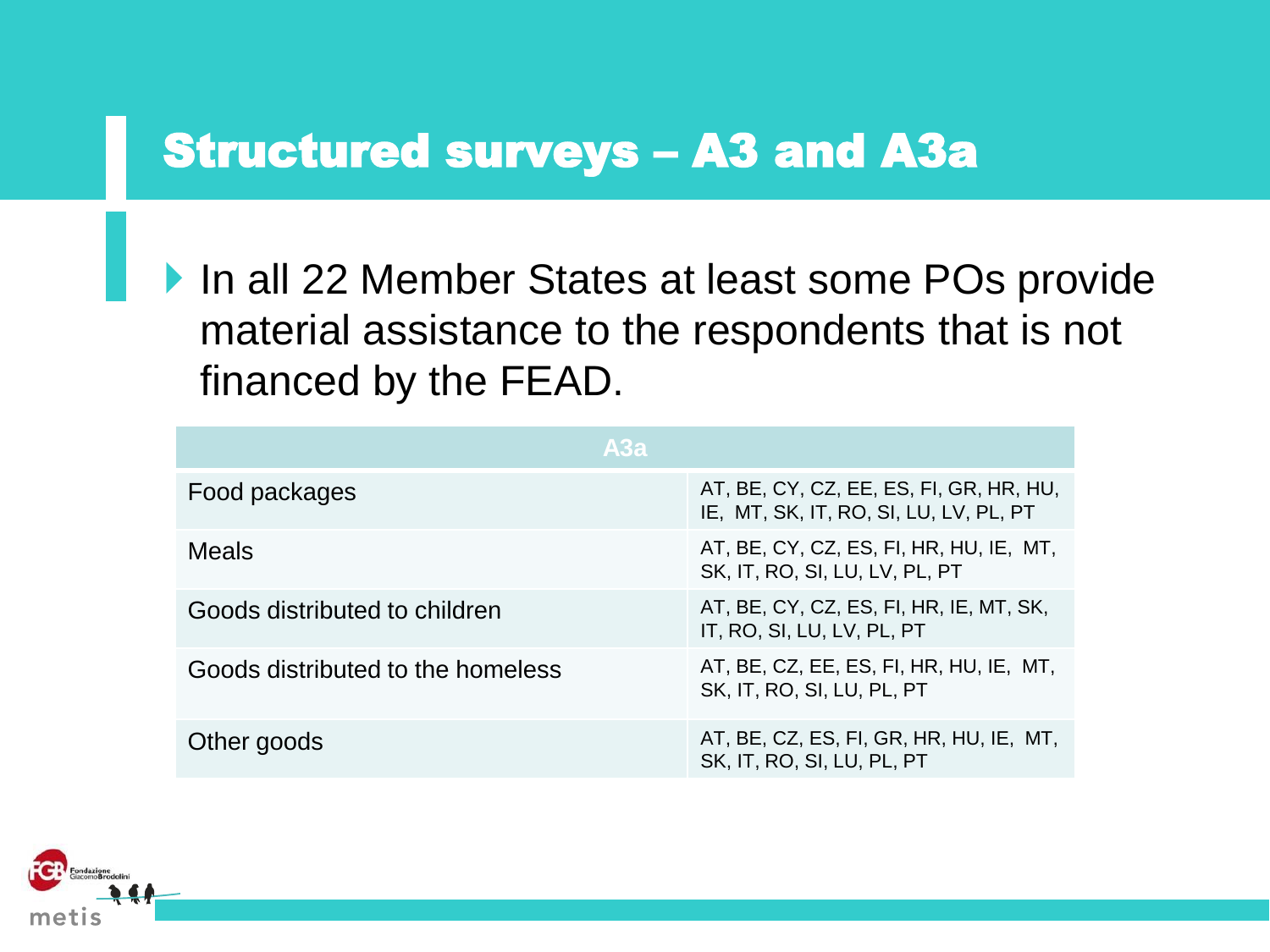# Structured surveys – A3 and A3a

- In all 22 Member States at least some POs provide material assistance to the respondents that is not financed by the FEAD.

| A3a | |
|---|---|
| Food packages | AT, BE, CY, CZ, EE, ES, FI, GR, HR, HU, IE, MT, SK, IT, RO, SI, LU, LV, PL, PT |
| Meals | AT, BE, CY, CZ, ES, FI, HR, HU, IE, MT, SK, IT, RO, SI, LU, LV, PL, PT |
| Goods distributed to children | AT, BE, CY, CZ, ES, FI, HR, IE, MT, SK, IT, RO, SI, LU, LV, PL, PT |
| Goods distributed to the homeless | AT, BE, CZ, EE, ES, FI, HR, HU, IE, MT, SK, IT, RO, SI, LU, PL, PT |
| Other goods | AT, BE, CZ, ES, FI, GR, HR, HU, IE, MT, SK, IT, RO, SI, LU, PL, PT |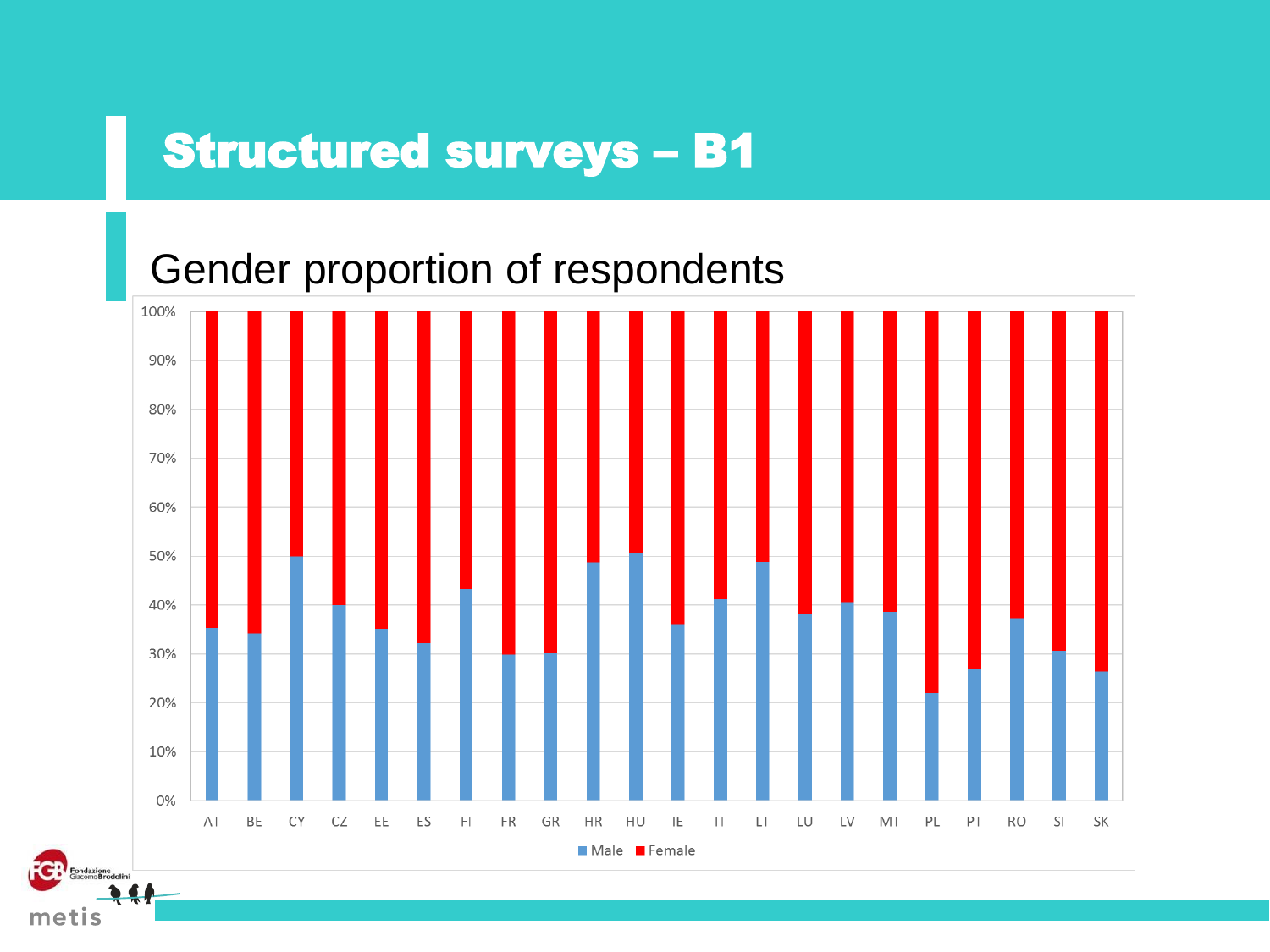# Structured surveys – B1

## Gender proportion of respondents

| Country | Male | Female |
|---|---|---|
| AT | 35% | 65% |
| BE | 34% | 66% |
| CY | 50% | 50% |
| CZ | 40% | 60% |
| EE | 35% | 65% |
| ES | 32% | 68% |
| FI | 43% | 57% |
| FR | 30% | 70% |
| GR | 30% | 70% |
| HR | 49% | 51% |
| HU | 51% | 49% |
| IE | 36% | 64% |
| IT | 41% | 59% |
| LT | 49% | 51% |
| LU | 38% | 62% |
| LV | 41% | 59% |
| MT | 39% | 61% |
| PL | 22% | 78% |
| PT | 27% | 73% |
| RO | 37% | 63% |
| SI | 31% | 69% |
| SK | 26% | 74% |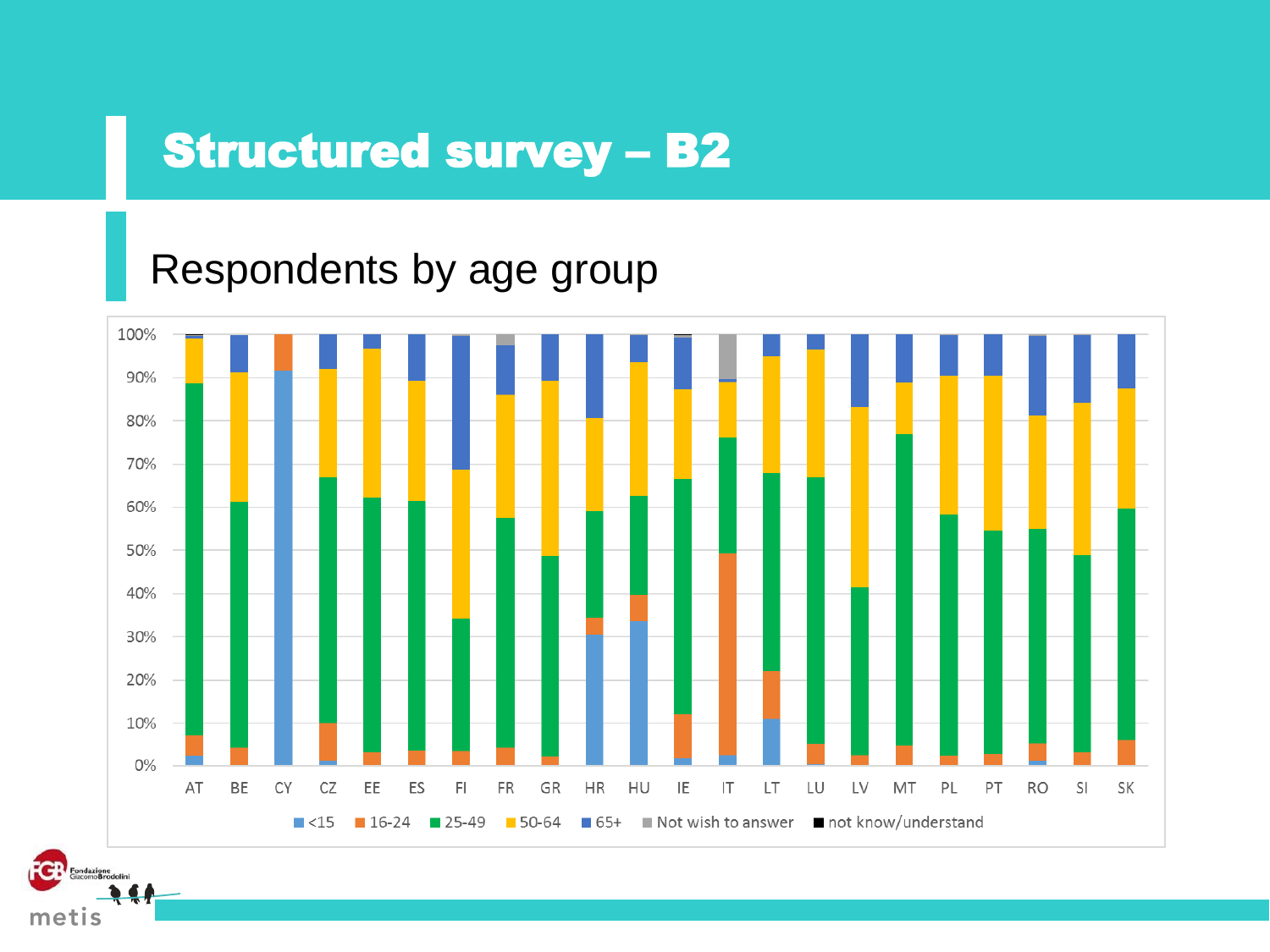# Structured survey – B2

## Respondents by age group

100%
90%
80%
70%
60%
50%
40%
30%
20%
10%
0%

AT BE CY CZ EE ES FI FR GR HR HU IE IT LT LU LV MT PL PT RO SI SK

<15 | 16-24 | 25-49 | 50-64 | 65+ | Not wish to answer | not know/understand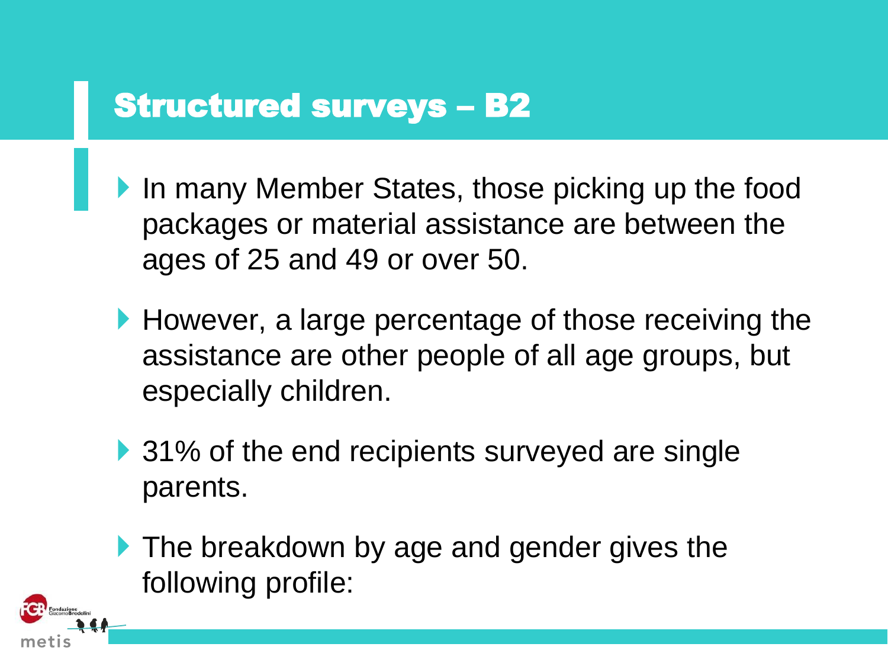# Structured surveys – B2

- In many Member States, those picking up the food packages or material assistance are between the ages of 25 and 49 or over 50.
- However, a large percentage of those receiving the assistance are other people of all age groups, but especially children.
- 31% of the end recipients surveyed are single parents.
- The breakdown by age and gender gives the following profile: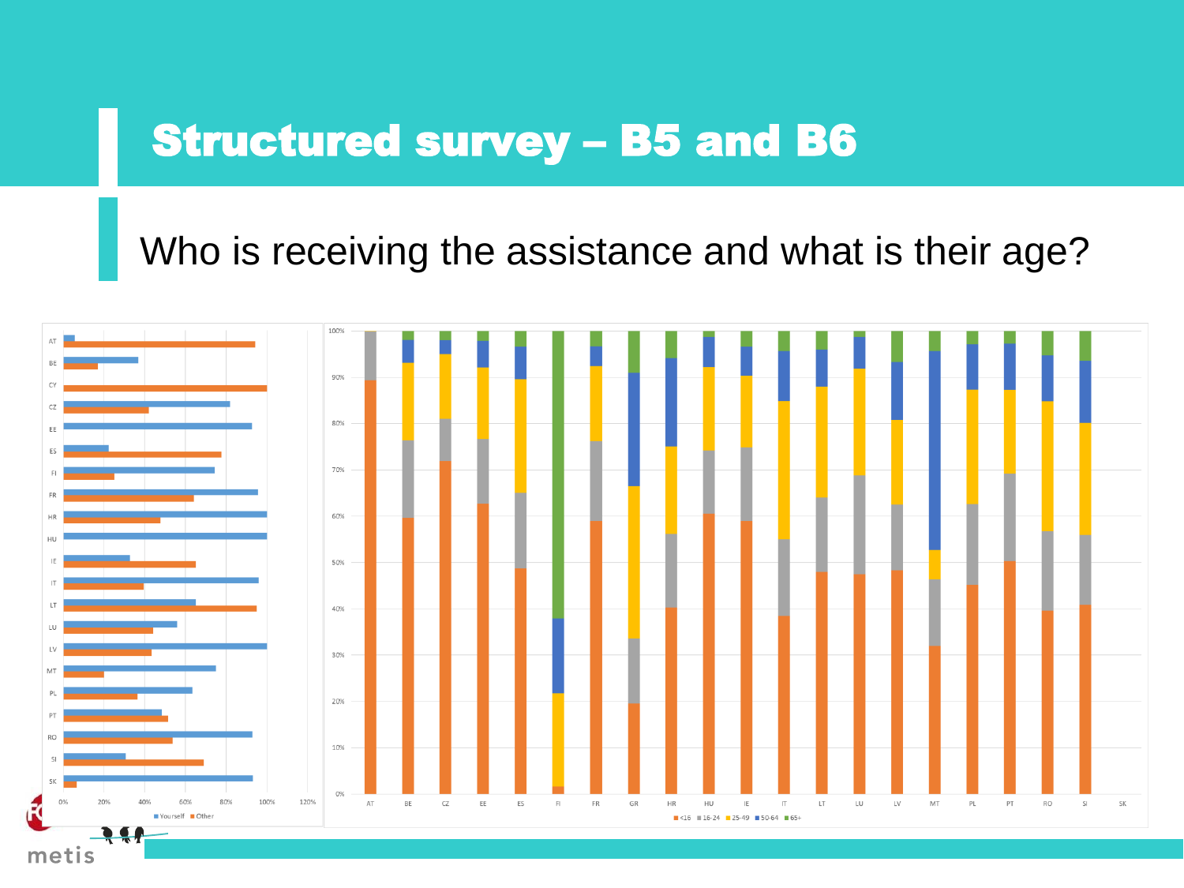# Structured survey – B5 and B6

## Who is receiving the assistance and what is their age?

AT, BE, CY, CZ, EE, ES, FI, FR, HR, HU, IE, IT, LT, LU, LV, MT, PL, PT, RO, SI, SK

0% 20% 40% 60% 80% 100% 120%

Yourself ■ Other

100% 90% 80% 70% 60% 50% 40% 30% 20% 10% 0%

AT BE CZ EE ES FI FR GR HR HU IE IT LT LU LV MT PL PT RO SI SK

■ <16 ■ 16-24 ■ 25-49 ■ 50-64 ■ 65+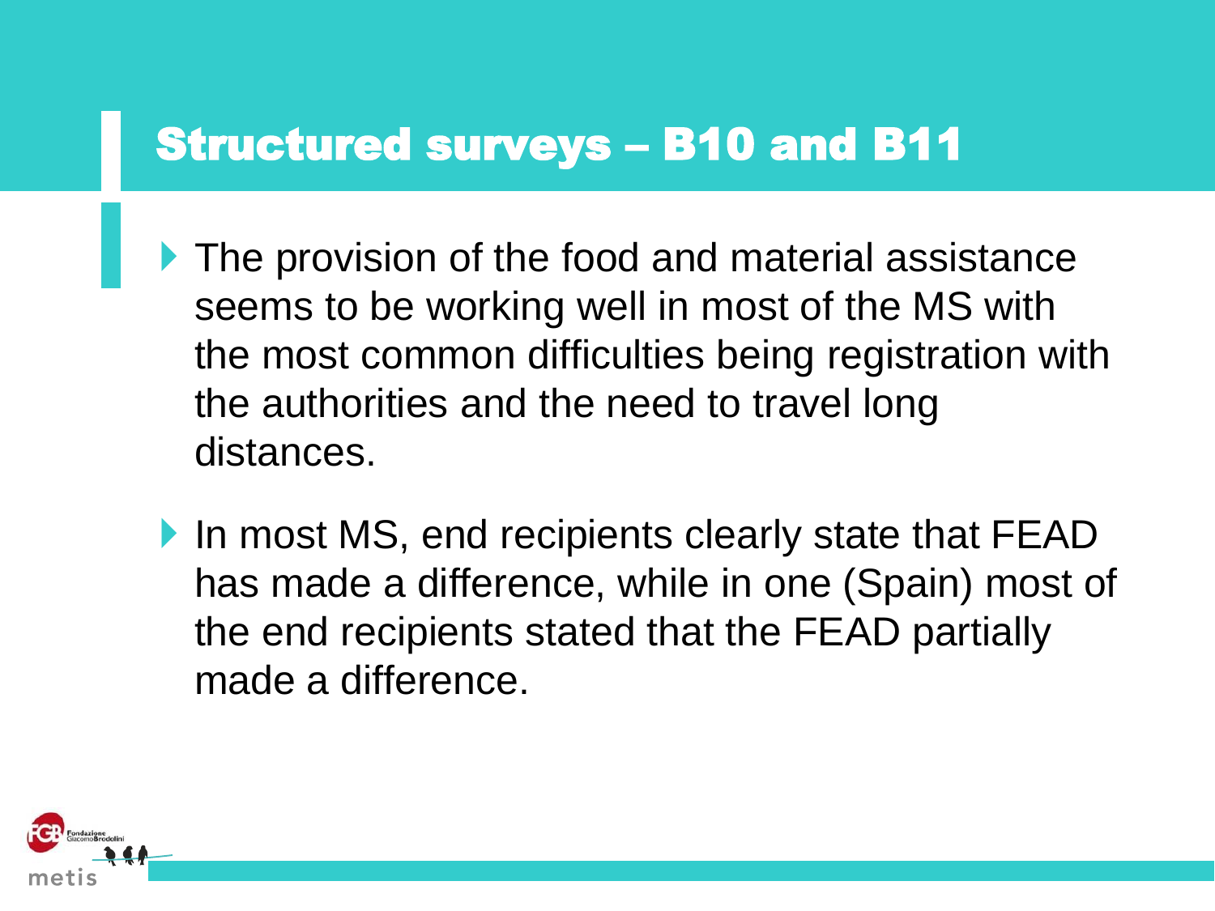# Structured surveys – B10 and B11

- The provision of the food and material assistance seems to be working well in most of the MS with the most common difficulties being registration with the authorities and the need to travel long distances.
- In most MS, end recipients clearly state that FEAD has made a difference, while in one (Spain) most of the end recipients stated that the FEAD partially made a difference.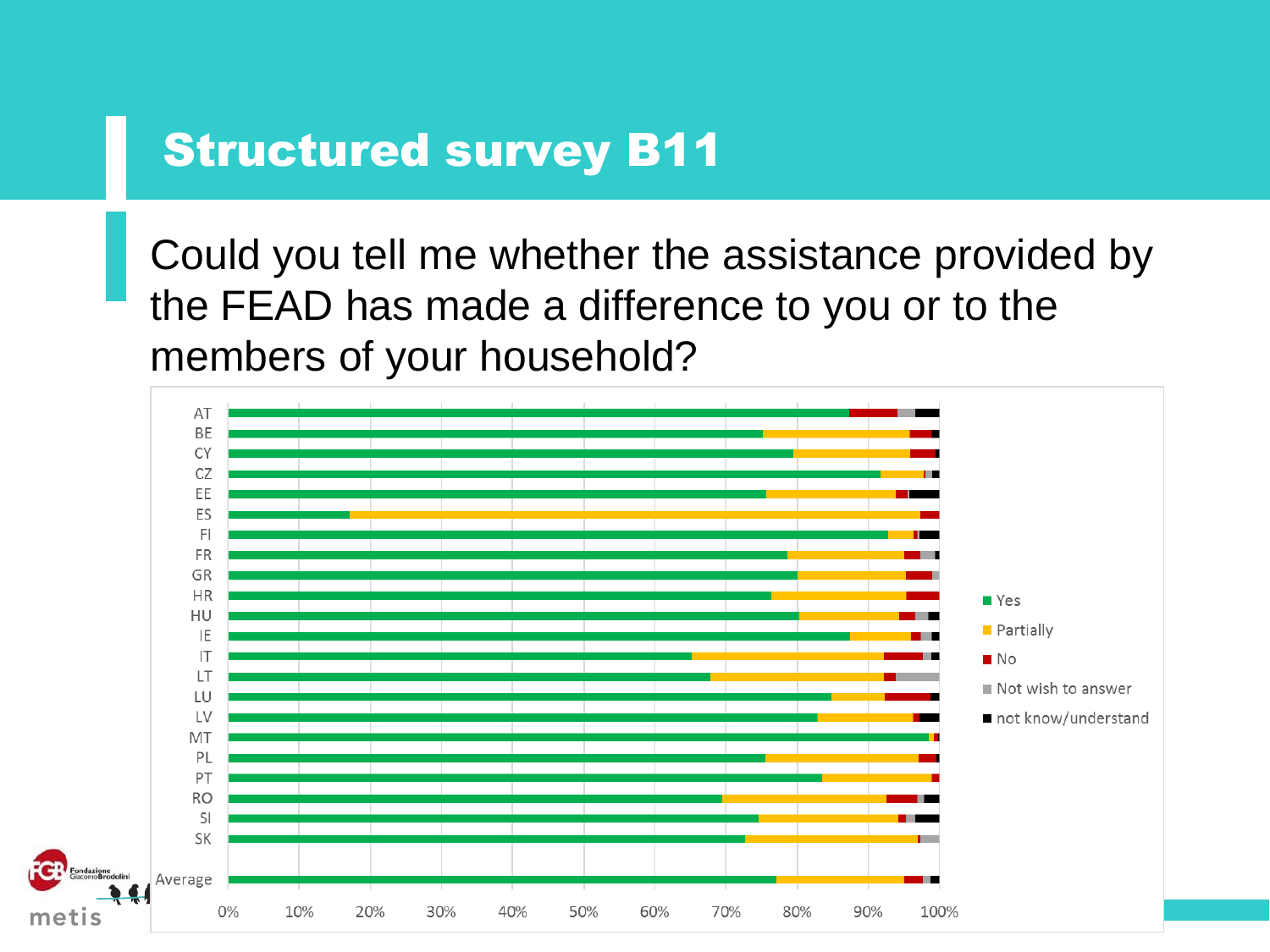# Structured survey B11

Could you tell me whether the assistance provided by the FEAD has made a difference to you or to the members of your household?

AT, BE, CY, CZ, EE, ES, FI, FR, GR, HR, HU, IE, IT, LT, LU, LV, MT, PL, PT, RO, SI, SK, Average

0% 10% 20% 30% 40% 50% 60% 70% 80% 90% 100%

- Yes
- Partially
- No
- Not wish to answer
- not know/understand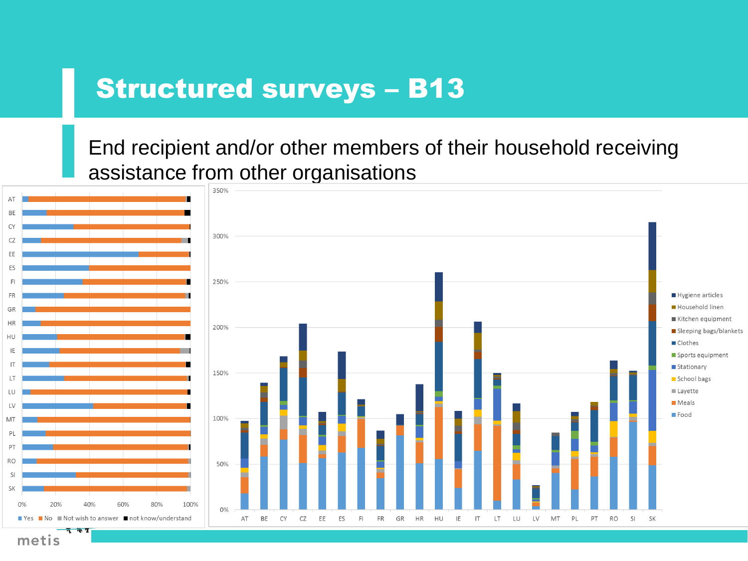# Structured surveys – B13

End recipient and/or other members of their household receiving assistance from other organisations

AT
BE
CY
CZ
EE
ES
FI
FR
GR
HR
HU
IE
IT
LT
LU
LV
MT
PL
PT
RO
SI
SK

0% 20% 40% 60% 80% 100%

■ Yes ■ No ■ Not wish to answer ■ not know/understand

350%
300%
250%
200%
150%
100%
50%
0%

AT BE CY CZ EE ES FI FR GR HR HU IE IT LT LU LV MT PL PT RO SI SK

- Hygiene articles
- Household linen
- Kitchen equipment
- Sleeping bags/blankets
- Clothes
- Sports equipment
- Stationary
- School bags
- Layette
- Meals
- Food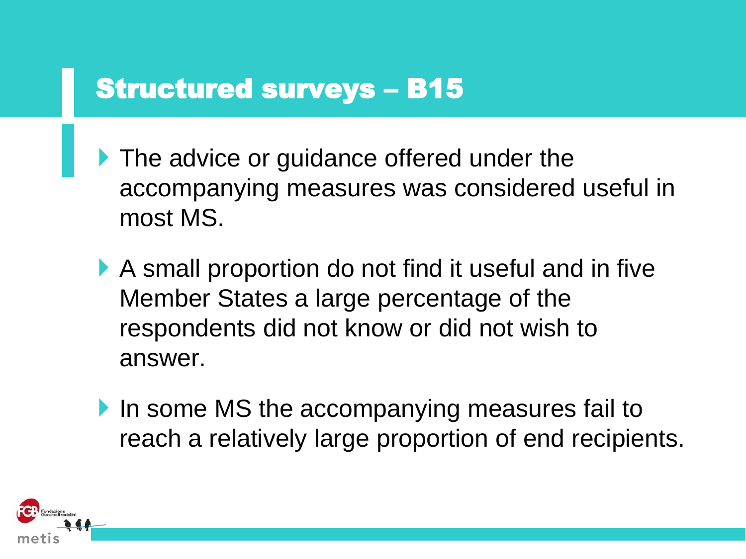## Structured surveys – B15

- The advice or guidance offered under the accompanying measures was considered useful in most MS.
- A small proportion do not find it useful and in five Member States a large percentage of the respondents did not know or did not wish to answer.
- In some MS the accompanying measures fail to reach a relatively large proportion of end recipients.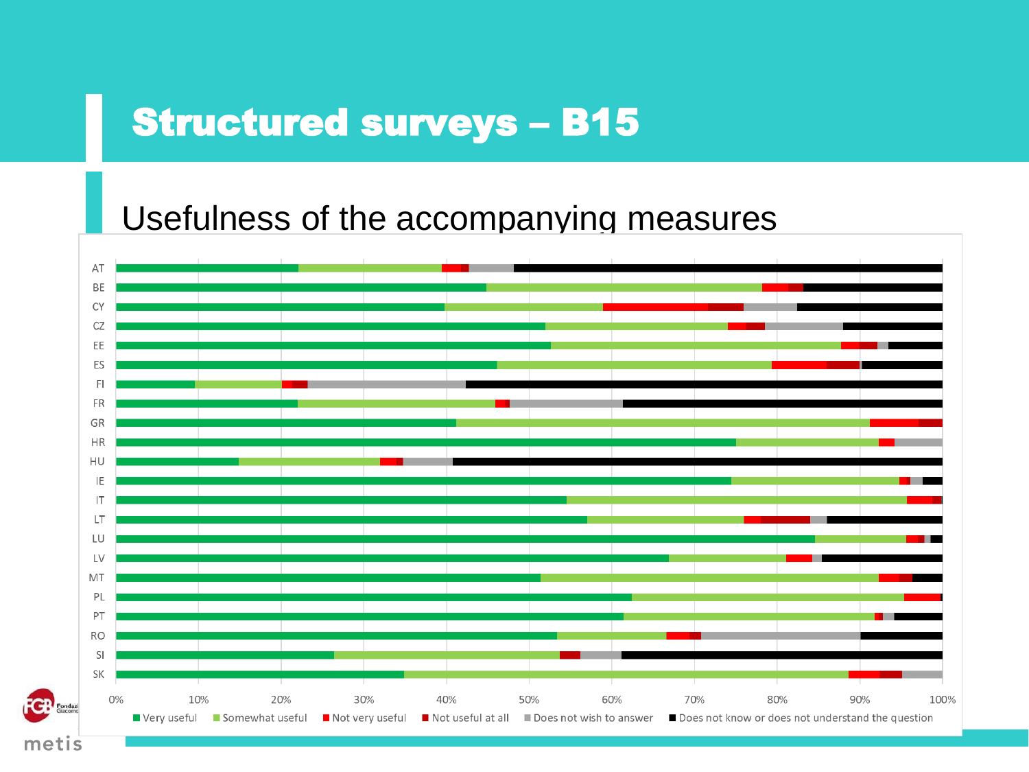# Structured surveys – B15

## Usefulness of the accompanying measures

| Country |
|---|
| AT |
| BE |
| CY |
| CZ |
| EE |
| ES |
| FI |
| FR |
| GR |
| HR |
| HU |
| IE |
| IT |
| LT |
| LU |
| LV |
| MT |
| PL |
| PT |
| RO |
| SI |
| SK |

0% 10% 20% 30% 40% 50% 60% 70% 80% 90% 100%

■ Very useful ■ Somewhat useful ■ Not very useful ■ Not useful at all ■ Does not wish to answer ■ Does not know or does not understand the question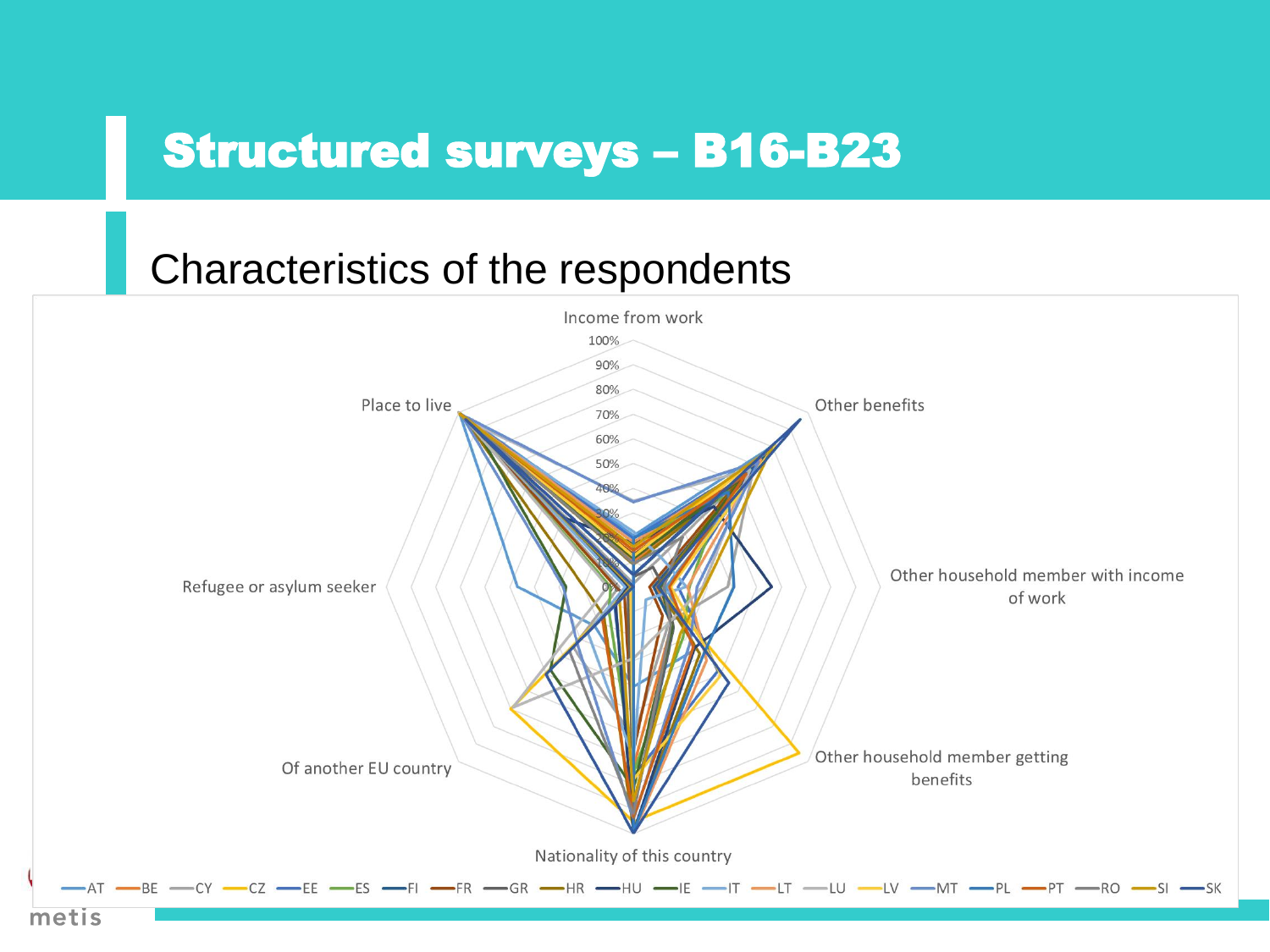# Structured surveys – B16-B23

## Characteristics of the respondents

Income from work

100%
90%
80%
70%
60%
50%
40%
30%
20%
10%
0%

Other benefits

Other household member with income of work

Other household member getting benefits

Nationality of this country

Of another EU country

Refugee or asylum seeker

Place to live

AT BE CY CZ EE ES FI FR GR HR HU IE IT LT LU LV MT PL PT RO SI SK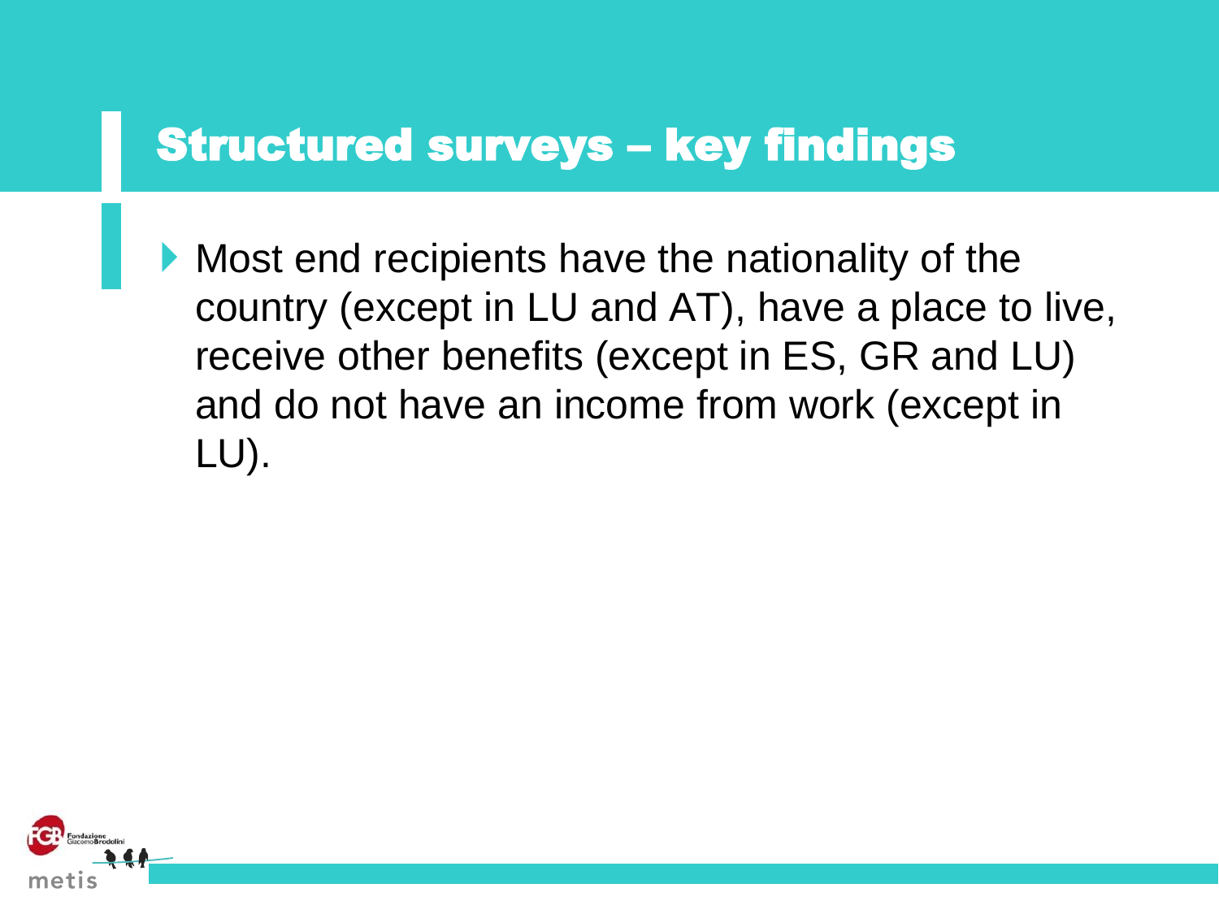## Structured surveys – key findings

- Most end recipients have the nationality of the country (except in LU and AT), have a place to live, receive other benefits (except in ES, GR and LU) and do not have an income from work (except in LU).